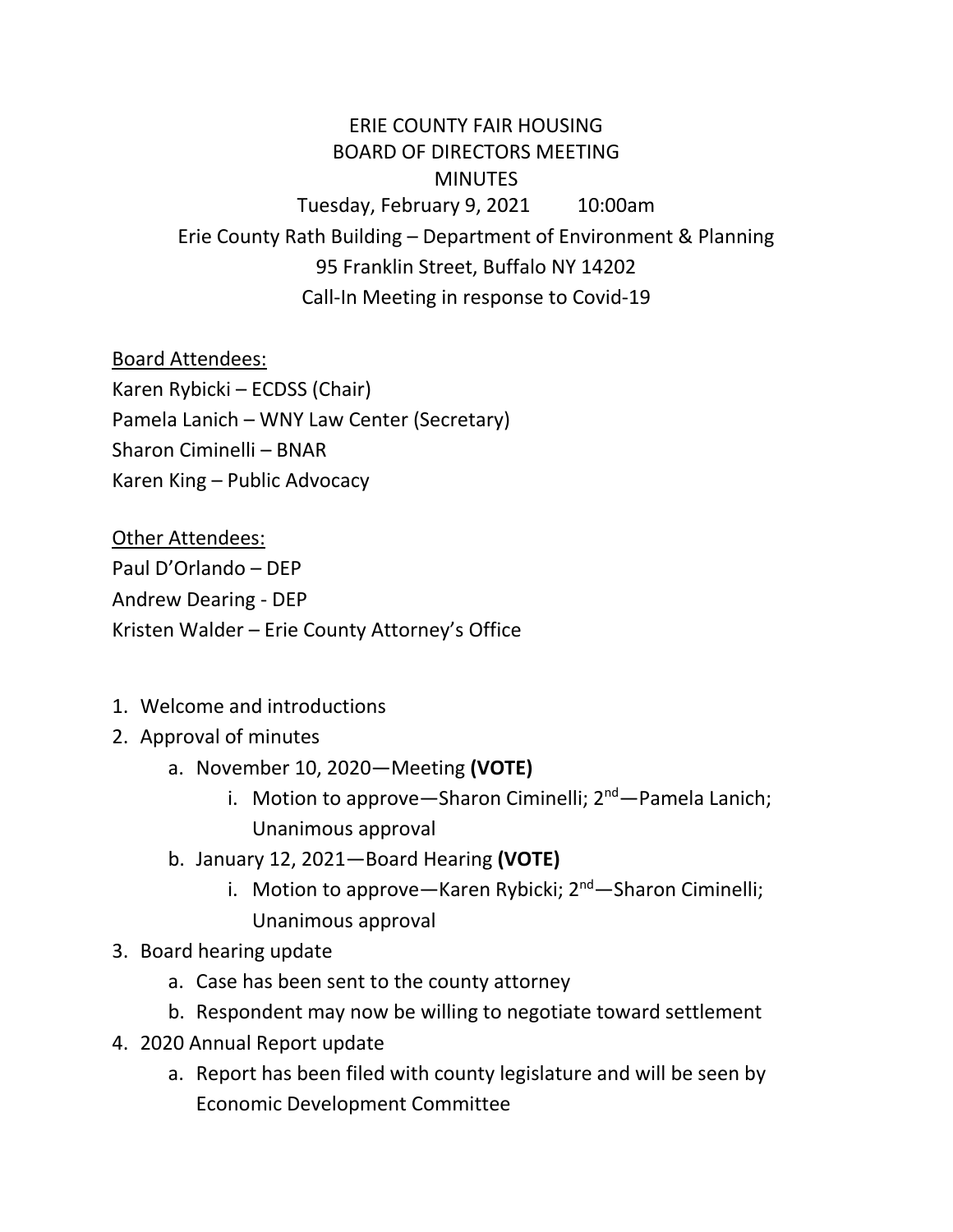# ERIE COUNTY FAIR HOUSING
## BOARD OF DIRECTORS MEETING
## MINUTES

Tuesday, February 9, 2021 10:00am

Erie County Rath Building – Department of Environment & Planning

95 Franklin Street, Buffalo NY 14202

Call-In Meeting in response to Covid-19

Board Attendees:

Karen Rybicki – ECDSS (Chair)
Pamela Lanich – WNY Law Center (Secretary)
Sharon Ciminelli – BNAR
Karen King – Public Advocacy

Other Attendees:

Paul D'Orlando – DEP
Andrew Dearing - DEP
Kristen Walder – Erie County Attorney's Office

1. Welcome and introductions
2. Approval of minutes
   a. November 10, 2020—Meeting **(VOTE)**
      i. Motion to approve—Sharon Ciminelli; 2nd—Pamela Lanich; Unanimous approval
   b. January 12, 2021—Board Hearing **(VOTE)**
      i. Motion to approve—Karen Rybicki; 2nd—Sharon Ciminelli; Unanimous approval
3. Board hearing update
   a. Case has been sent to the county attorney
   b. Respondent may now be willing to negotiate toward settlement
4. 2020 Annual Report update
   a. Report has been filed with county legislature and will be seen by Economic Development Committee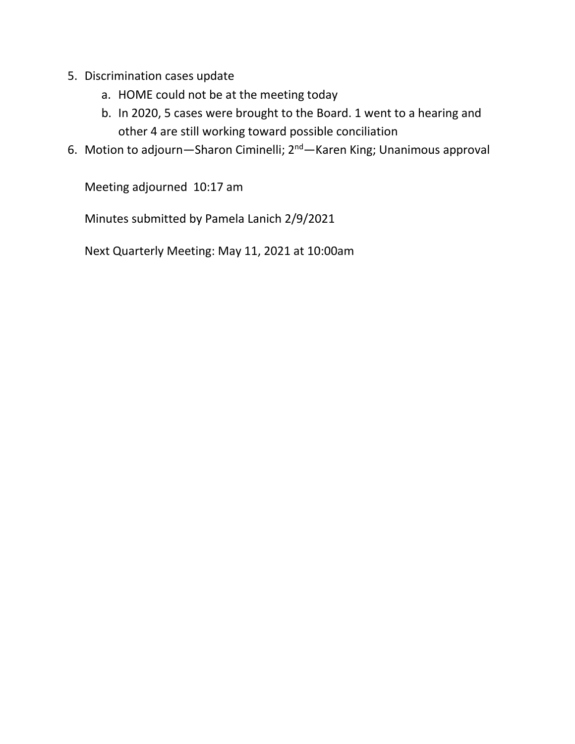5. Discrimination cases update
    a. HOME could not be at the meeting today
    b. In 2020, 5 cases were brought to the Board. 1 went to a hearing and other 4 are still working toward possible conciliation
6. Motion to adjourn—Sharon Ciminelli; 2nd—Karen King; Unanimous approval

    Meeting adjourned 10:17 am

    Minutes submitted by Pamela Lanich 2/9/2021

    Next Quarterly Meeting: May 11, 2021 at 10:00am